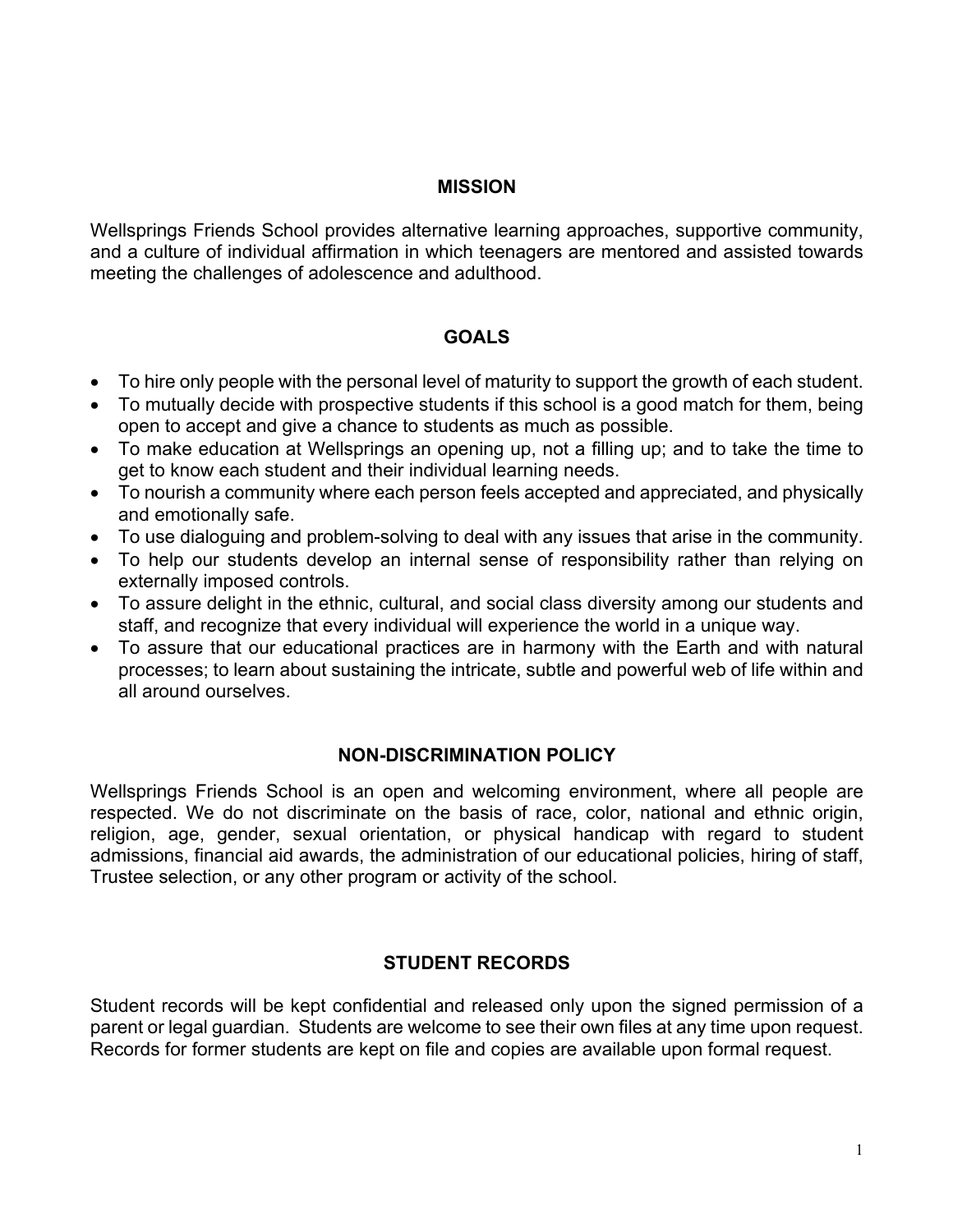## MISSION

Wellsprings Friends School provides alternative learning approaches, supportive community, and a culture of individual affirmation in which teenagers are mentored and assisted towards meeting the challenges of adolescence and adulthood.

## GOALS

- To hire only people with the personal level of maturity to support the growth of each student.
- To mutually decide with prospective students if this school is a good match for them, being open to accept and give a chance to students as much as possible.
- To make education at Wellsprings an opening up, not a filling up; and to take the time to get to know each student and their individual learning needs.
- To nourish a community where each person feels accepted and appreciated, and physically and emotionally safe.
- To use dialoguing and problem-solving to deal with any issues that arise in the community.
- To help our students develop an internal sense of responsibility rather than relying on externally imposed controls.
- To assure delight in the ethnic, cultural, and social class diversity among our students and staff, and recognize that every individual will experience the world in a unique way.
- To assure that our educational practices are in harmony with the Earth and with natural processes; to learn about sustaining the intricate, subtle and powerful web of life within and all around ourselves.

## NON-DISCRIMINATION POLICY

Wellsprings Friends School is an open and welcoming environment, where all people are respected. We do not discriminate on the basis of race, color, national and ethnic origin, religion, age, gender, sexual orientation, or physical handicap with regard to student admissions, financial aid awards, the administration of our educational policies, hiring of staff, Trustee selection, or any other program or activity of the school.

## STUDENT RECORDS

Student records will be kept confidential and released only upon the signed permission of a parent or legal guardian. Students are welcome to see their own files at any time upon request. Records for former students are kept on file and copies are available upon formal request.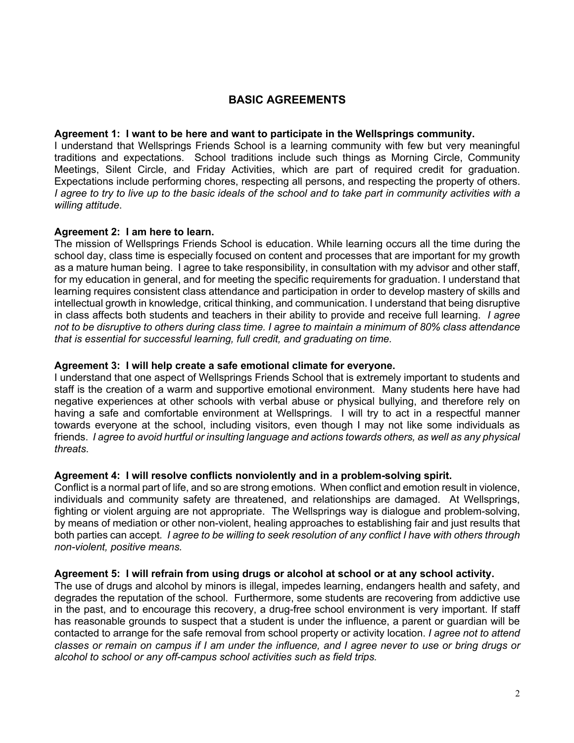# BASIC AGREEMENTS

**Agreement 1: I want to be here and want to participate in the Wellsprings community.**
I understand that Wellsprings Friends School is a learning community with few but very meaningful traditions and expectations. School traditions include such things as Morning Circle, Community Meetings, Silent Circle, and Friday Activities, which are part of required credit for graduation. Expectations include performing chores, respecting all persons, and respecting the property of others. *I agree to try to live up to the basic ideals of the school and to take part in community activities with a willing attitude*.

**Agreement 2: I am here to learn.**
The mission of Wellsprings Friends School is education. While learning occurs all the time during the school day, class time is especially focused on content and processes that are important for my growth as a mature human being. I agree to take responsibility, in consultation with my advisor and other staff, for my education in general, and for meeting the specific requirements for graduation. I understand that learning requires consistent class attendance and participation in order to develop mastery of skills and intellectual growth in knowledge, critical thinking, and communication. I understand that being disruptive in class affects both students and teachers in their ability to provide and receive full learning. *I agree not to be disruptive to others during class time. I agree to maintain a minimum of 80% class attendance that is essential for successful learning, full credit, and graduating on time.*

**Agreement 3: I will help create a safe emotional climate for everyone.**
I understand that one aspect of Wellsprings Friends School that is extremely important to students and staff is the creation of a warm and supportive emotional environment. Many students here have had negative experiences at other schools with verbal abuse or physical bullying, and therefore rely on having a safe and comfortable environment at Wellsprings. I will try to act in a respectful manner towards everyone at the school, including visitors, even though I may not like some individuals as friends. *I agree to avoid hurtful or insulting language and actions towards others, as well as any physical threats*.

**Agreement 4: I will resolve conflicts nonviolently and in a problem-solving spirit.**
Conflict is a normal part of life, and so are strong emotions. When conflict and emotion result in violence, individuals and community safety are threatened, and relationships are damaged. At Wellsprings, fighting or violent arguing are not appropriate. The Wellsprings way is dialogue and problem-solving, by means of mediation or other non-violent, healing approaches to establishing fair and just results that both parties can accept. *I agree to be willing to seek resolution of any conflict I have with others through non-violent, positive means.*

**Agreement 5: I will refrain from using drugs or alcohol at school or at any school activity.**
The use of drugs and alcohol by minors is illegal, impedes learning, endangers health and safety, and degrades the reputation of the school. Furthermore, some students are recovering from addictive use in the past, and to encourage this recovery, a drug-free school environment is very important. If staff has reasonable grounds to suspect that a student is under the influence, a parent or guardian will be contacted to arrange for the safe removal from school property or activity location. *I agree not to attend classes or remain on campus if I am under the influence, and I agree never to use or bring drugs or alcohol to school or any off-campus school activities such as field trips.*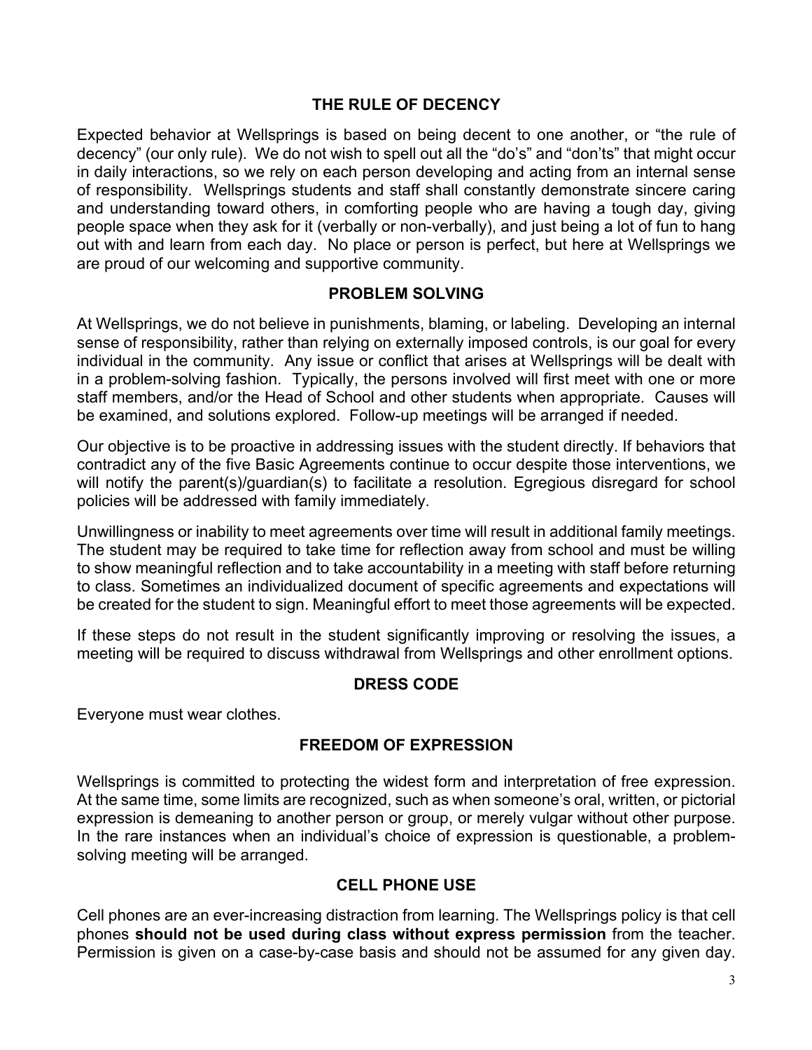## THE RULE OF DECENCY

Expected behavior at Wellsprings is based on being decent to one another, or "the rule of decency" (our only rule). We do not wish to spell out all the "do's" and "don'ts" that might occur in daily interactions, so we rely on each person developing and acting from an internal sense of responsibility. Wellsprings students and staff shall constantly demonstrate sincere caring and understanding toward others, in comforting people who are having a tough day, giving people space when they ask for it (verbally or non-verbally), and just being a lot of fun to hang out with and learn from each day. No place or person is perfect, but here at Wellsprings we are proud of our welcoming and supportive community.

## PROBLEM SOLVING

At Wellsprings, we do not believe in punishments, blaming, or labeling. Developing an internal sense of responsibility, rather than relying on externally imposed controls, is our goal for every individual in the community. Any issue or conflict that arises at Wellsprings will be dealt with in a problem-solving fashion. Typically, the persons involved will first meet with one or more staff members, and/or the Head of School and other students when appropriate. Causes will be examined, and solutions explored. Follow-up meetings will be arranged if needed.

Our objective is to be proactive in addressing issues with the student directly. If behaviors that contradict any of the five Basic Agreements continue to occur despite those interventions, we will notify the parent(s)/guardian(s) to facilitate a resolution. Egregious disregard for school policies will be addressed with family immediately.

Unwillingness or inability to meet agreements over time will result in additional family meetings. The student may be required to take time for reflection away from school and must be willing to show meaningful reflection and to take accountability in a meeting with staff before returning to class. Sometimes an individualized document of specific agreements and expectations will be created for the student to sign. Meaningful effort to meet those agreements will be expected.

If these steps do not result in the student significantly improving or resolving the issues, a meeting will be required to discuss withdrawal from Wellsprings and other enrollment options.

## DRESS CODE

Everyone must wear clothes.

## FREEDOM OF EXPRESSION

Wellsprings is committed to protecting the widest form and interpretation of free expression. At the same time, some limits are recognized, such as when someone's oral, written, or pictorial expression is demeaning to another person or group, or merely vulgar without other purpose. In the rare instances when an individual's choice of expression is questionable, a problem-solving meeting will be arranged.

## CELL PHONE USE

Cell phones are an ever-increasing distraction from learning. The Wellsprings policy is that cell phones **should not be used during class without express permission** from the teacher. Permission is given on a case-by-case basis and should not be assumed for any given day.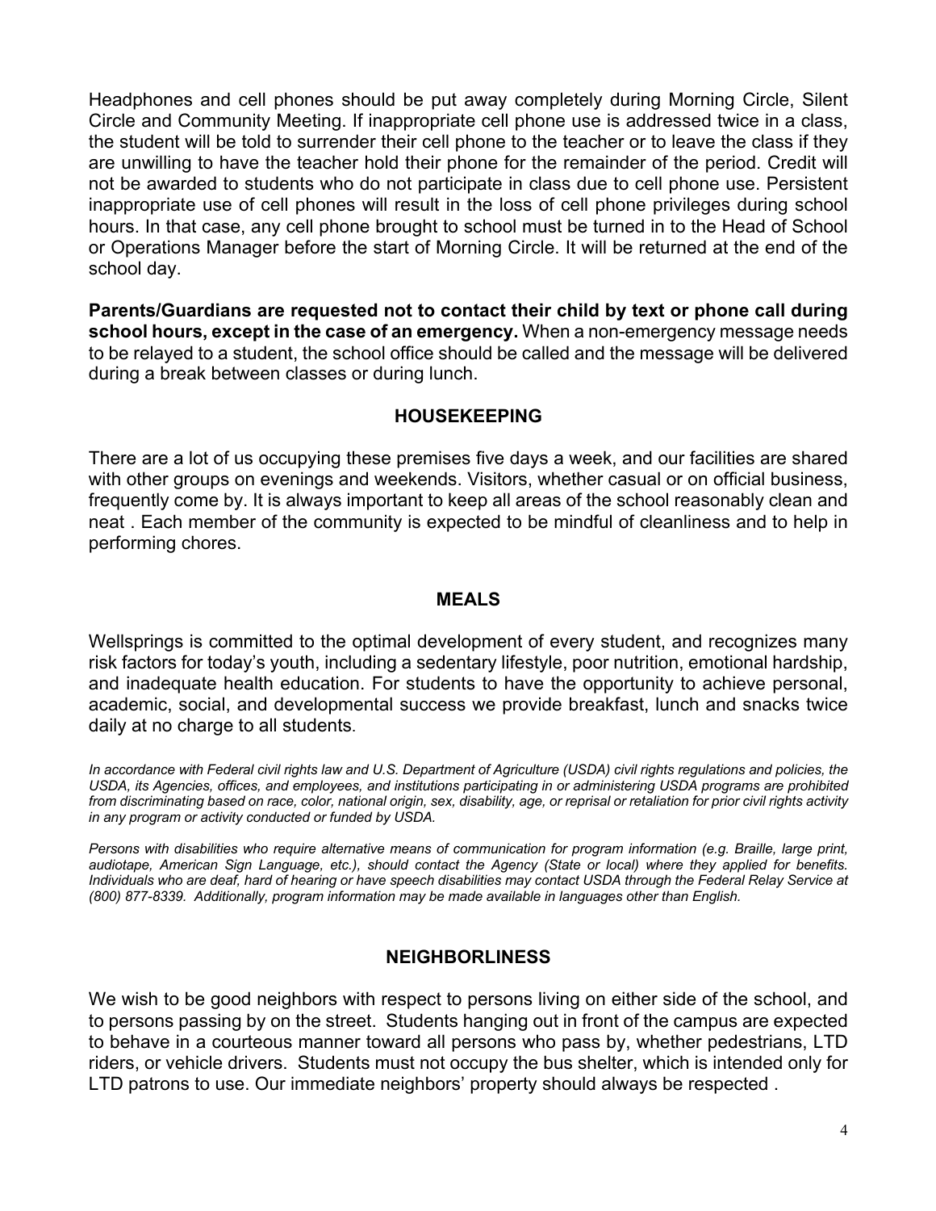Headphones and cell phones should be put away completely during Morning Circle, Silent Circle and Community Meeting. If inappropriate cell phone use is addressed twice in a class, the student will be told to surrender their cell phone to the teacher or to leave the class if they are unwilling to have the teacher hold their phone for the remainder of the period. Credit will not be awarded to students who do not participate in class due to cell phone use. Persistent inappropriate use of cell phones will result in the loss of cell phone privileges during school hours. In that case, any cell phone brought to school must be turned in to the Head of School or Operations Manager before the start of Morning Circle. It will be returned at the end of the school day.

**Parents/Guardians are requested not to contact their child by text or phone call during school hours, except in the case of an emergency.** When a non-emergency message needs to be relayed to a student, the school office should be called and the message will be delivered during a break between classes or during lunch.

## HOUSEKEEPING

There are a lot of us occupying these premises five days a week, and our facilities are shared with other groups on evenings and weekends. Visitors, whether casual or on official business, frequently come by. It is always important to keep all areas of the school reasonably clean and neat . Each member of the community is expected to be mindful of cleanliness and to help in performing chores.

## MEALS

Wellsprings is committed to the optimal development of every student, and recognizes many risk factors for today's youth, including a sedentary lifestyle, poor nutrition, emotional hardship, and inadequate health education. For students to have the opportunity to achieve personal, academic, social, and developmental success we provide breakfast, lunch and snacks twice daily at no charge to all students.

*In accordance with Federal civil rights law and U.S. Department of Agriculture (USDA) civil rights regulations and policies, the USDA, its Agencies, offices, and employees, and institutions participating in or administering USDA programs are prohibited from discriminating based on race, color, national origin, sex, disability, age, or reprisal or retaliation for prior civil rights activity in any program or activity conducted or funded by USDA.*

*Persons with disabilities who require alternative means of communication for program information (e.g. Braille, large print, audiotape, American Sign Language, etc.), should contact the Agency (State or local) where they applied for benefits. Individuals who are deaf, hard of hearing or have speech disabilities may contact USDA through the Federal Relay Service at (800) 877-8339. Additionally, program information may be made available in languages other than English.*

## NEIGHBORLINESS

We wish to be good neighbors with respect to persons living on either side of the school, and to persons passing by on the street. Students hanging out in front of the campus are expected to behave in a courteous manner toward all persons who pass by, whether pedestrians, LTD riders, or vehicle drivers. Students must not occupy the bus shelter, which is intended only for LTD patrons to use. Our immediate neighbors' property should always be respected .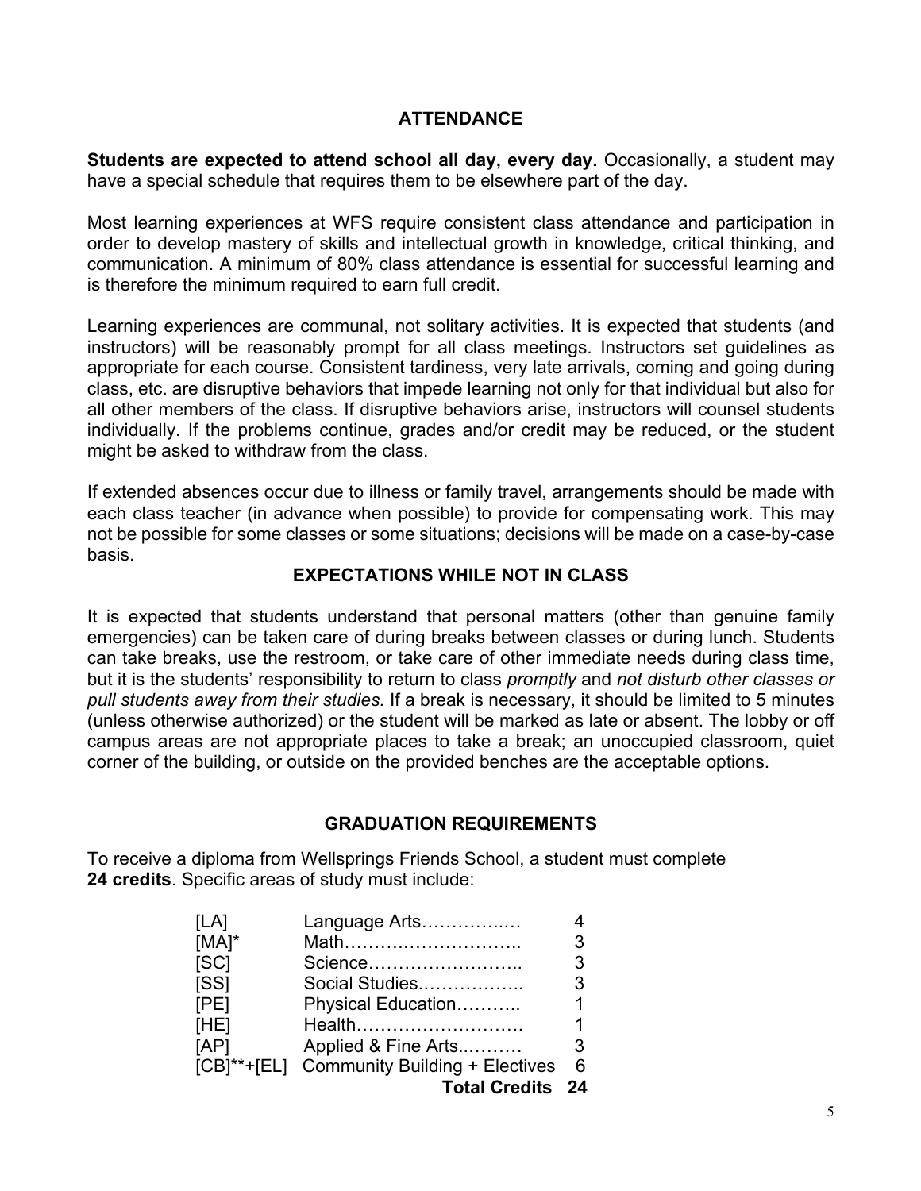## ATTENDANCE

**Students are expected to attend school all day, every day.** Occasionally, a student may have a special schedule that requires them to be elsewhere part of the day.

Most learning experiences at WFS require consistent class attendance and participation in order to develop mastery of skills and intellectual growth in knowledge, critical thinking, and communication. A minimum of 80% class attendance is essential for successful learning and is therefore the minimum required to earn full credit.

Learning experiences are communal, not solitary activities. It is expected that students (and instructors) will be reasonably prompt for all class meetings. Instructors set guidelines as appropriate for each course. Consistent tardiness, very late arrivals, coming and going during class, etc. are disruptive behaviors that impede learning not only for that individual but also for all other members of the class. If disruptive behaviors arise, instructors will counsel students individually. If the problems continue, grades and/or credit may be reduced, or the student might be asked to withdraw from the class.

If extended absences occur due to illness or family travel, arrangements should be made with each class teacher (in advance when possible) to provide for compensating work. This may not be possible for some classes or some situations; decisions will be made on a case-by-case basis.

## EXPECTATIONS WHILE NOT IN CLASS

It is expected that students understand that personal matters (other than genuine family emergencies) can be taken care of during breaks between classes or during lunch. Students can take breaks, use the restroom, or take care of other immediate needs during class time, but it is the students' responsibility to return to class *promptly* and *not disturb other classes or pull students away from their studies.* If a break is necessary, it should be limited to 5 minutes (unless otherwise authorized) or the student will be marked as late or absent. The lobby or off campus areas are not appropriate places to take a break; an unoccupied classroom, quiet corner of the building, or outside on the provided benches are the acceptable options.

## GRADUATION REQUIREMENTS

To receive a diploma from Wellsprings Friends School, a student must complete **24 credits**. Specific areas of study must include:

| Code | Area of Study | Credits |
|---|---|---|
| [LA] | Language Arts | 4 |
| [MA]* | Math | 3 |
| [SC] | Science | 3 |
| [SS] | Social Studies | 3 |
| [PE] | Physical Education | 1 |
| [HE] | Health | 1 |
| [AP] | Applied & Fine Arts | 3 |
| [CB]**+[EL] | Community Building + Electives | 6 |
| | **Total Credits** | **24** |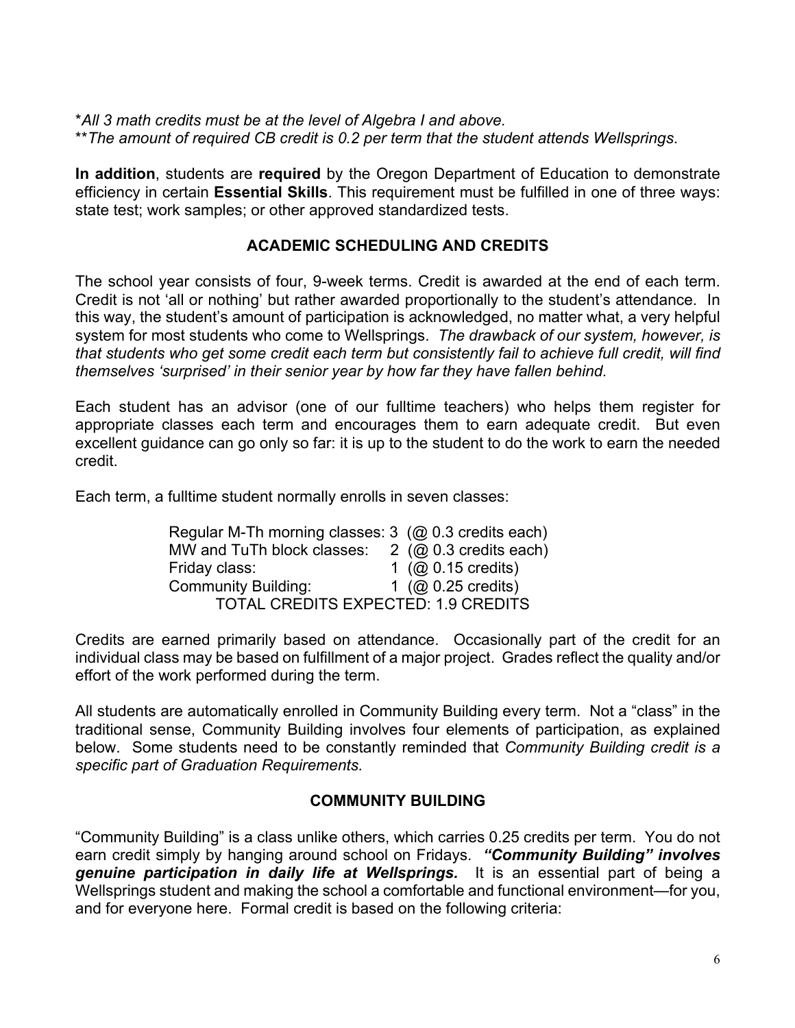*All 3 math credits must be at the level of Algebra I and above.*
***The amount of required CB credit is 0.2 per term that the student attends Wellsprings*.

**In addition**, students are **required** by the Oregon Department of Education to demonstrate efficiency in certain **Essential Skills**. This requirement must be fulfilled in one of three ways: state test; work samples; or other approved standardized tests.

## ACADEMIC SCHEDULING AND CREDITS

The school year consists of four, 9-week terms. Credit is awarded at the end of each term. Credit is not 'all or nothing' but rather awarded proportionally to the student's attendance. In this way, the student's amount of participation is acknowledged, no matter what, a very helpful system for most students who come to Wellsprings. *The drawback of our system, however, is that students who get some credit each term but consistently fail to achieve full credit, will find themselves 'surprised' in their senior year by how far they have fallen behind.*

Each student has an advisor (one of our fulltime teachers) who helps them register for appropriate classes each term and encourages them to earn adequate credit. But even excellent guidance can go only so far: it is up to the student to do the work to earn the needed credit.

Each term, a fulltime student normally enrolls in seven classes:

| Class | Number | Credits |
| --- | --- | --- |
| Regular M-Th morning classes: | 3 | (@ 0.3 credits each) |
| MW and TuTh block classes: | 2 | (@ 0.3 credits each) |
| Friday class: | 1 | (@ 0.15 credits) |
| Community Building: | 1 | (@ 0.25 credits) |
| TOTAL CREDITS EXPECTED: 1.9 CREDITS | | |

Credits are earned primarily based on attendance. Occasionally part of the credit for an individual class may be based on fulfillment of a major project. Grades reflect the quality and/or effort of the work performed during the term.

All students are automatically enrolled in Community Building every term. Not a "class" in the traditional sense, Community Building involves four elements of participation, as explained below. Some students need to be constantly reminded that *Community Building credit is a specific part of Graduation Requirements.*

## COMMUNITY BUILDING

"Community Building" is a class unlike others, which carries 0.25 credits per term. You do not earn credit simply by hanging around school on Fridays. ***"Community Building" involves genuine participation in daily life at Wellsprings.*** It is an essential part of being a Wellsprings student and making the school a comfortable and functional environment—for you, and for everyone here. Formal credit is based on the following criteria: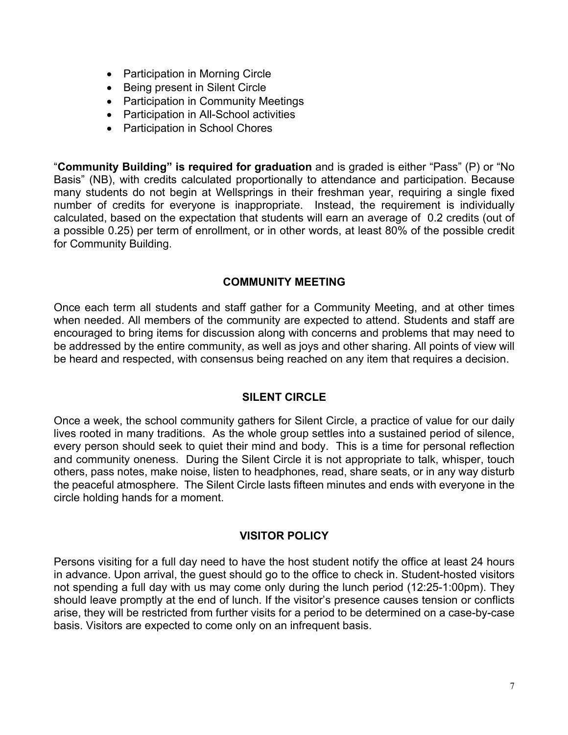- Participation in Morning Circle
- Being present in Silent Circle
- Participation in Community Meetings
- Participation in All-School activities
- Participation in School Chores

"**Community Building" is required for graduation** and is graded is either "Pass" (P) or "No Basis" (NB), with credits calculated proportionally to attendance and participation. Because many students do not begin at Wellsprings in their freshman year, requiring a single fixed number of credits for everyone is inappropriate. Instead, the requirement is individually calculated, based on the expectation that students will earn an average of 0.2 credits (out of a possible 0.25) per term of enrollment, or in other words, at least 80% of the possible credit for Community Building.

## COMMUNITY MEETING

Once each term all students and staff gather for a Community Meeting, and at other times when needed. All members of the community are expected to attend. Students and staff are encouraged to bring items for discussion along with concerns and problems that may need to be addressed by the entire community, as well as joys and other sharing. All points of view will be heard and respected, with consensus being reached on any item that requires a decision.

## SILENT CIRCLE

Once a week, the school community gathers for Silent Circle, a practice of value for our daily lives rooted in many traditions. As the whole group settles into a sustained period of silence, every person should seek to quiet their mind and body. This is a time for personal reflection and community oneness. During the Silent Circle it is not appropriate to talk, whisper, touch others, pass notes, make noise, listen to headphones, read, share seats, or in any way disturb the peaceful atmosphere. The Silent Circle lasts fifteen minutes and ends with everyone in the circle holding hands for a moment.

## VISITOR POLICY

Persons visiting for a full day need to have the host student notify the office at least 24 hours in advance. Upon arrival, the guest should go to the office to check in. Student-hosted visitors not spending a full day with us may come only during the lunch period (12:25-1:00pm). They should leave promptly at the end of lunch. If the visitor's presence causes tension or conflicts arise, they will be restricted from further visits for a period to be determined on a case-by-case basis. Visitors are expected to come only on an infrequent basis.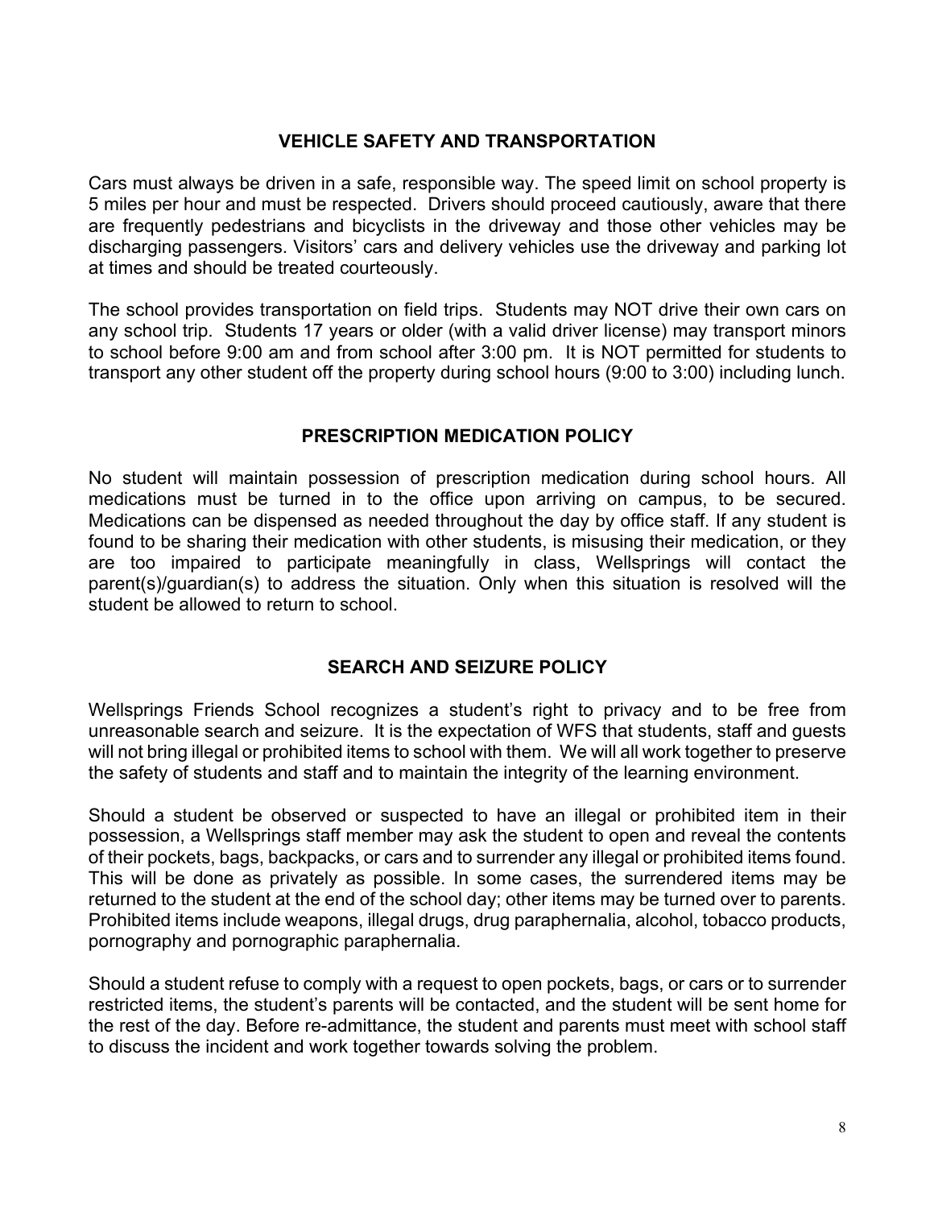## VEHICLE SAFETY AND TRANSPORTATION

Cars must always be driven in a safe, responsible way. The speed limit on school property is 5 miles per hour and must be respected. Drivers should proceed cautiously, aware that there are frequently pedestrians and bicyclists in the driveway and those other vehicles may be discharging passengers. Visitors' cars and delivery vehicles use the driveway and parking lot at times and should be treated courteously.

The school provides transportation on field trips. Students may NOT drive their own cars on any school trip. Students 17 years or older (with a valid driver license) may transport minors to school before 9:00 am and from school after 3:00 pm. It is NOT permitted for students to transport any other student off the property during school hours (9:00 to 3:00) including lunch.

## PRESCRIPTION MEDICATION POLICY

No student will maintain possession of prescription medication during school hours. All medications must be turned in to the office upon arriving on campus, to be secured. Medications can be dispensed as needed throughout the day by office staff. If any student is found to be sharing their medication with other students, is misusing their medication, or they are too impaired to participate meaningfully in class, Wellsprings will contact the parent(s)/guardian(s) to address the situation. Only when this situation is resolved will the student be allowed to return to school.

## SEARCH AND SEIZURE POLICY

Wellsprings Friends School recognizes a student's right to privacy and to be free from unreasonable search and seizure. It is the expectation of WFS that students, staff and guests will not bring illegal or prohibited items to school with them. We will all work together to preserve the safety of students and staff and to maintain the integrity of the learning environment.

Should a student be observed or suspected to have an illegal or prohibited item in their possession, a Wellsprings staff member may ask the student to open and reveal the contents of their pockets, bags, backpacks, or cars and to surrender any illegal or prohibited items found. This will be done as privately as possible. In some cases, the surrendered items may be returned to the student at the end of the school day; other items may be turned over to parents. Prohibited items include weapons, illegal drugs, drug paraphernalia, alcohol, tobacco products, pornography and pornographic paraphernalia.

Should a student refuse to comply with a request to open pockets, bags, or cars or to surrender restricted items, the student's parents will be contacted, and the student will be sent home for the rest of the day. Before re-admittance, the student and parents must meet with school staff to discuss the incident and work together towards solving the problem.